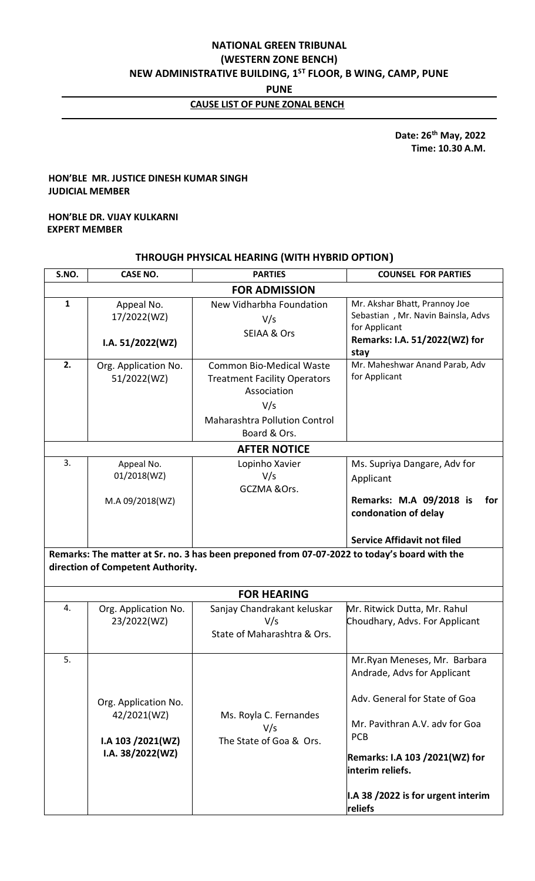# NATIONAL GREEN TRIBUNAL
## (WESTERN ZONE BENCH)
## NEW ADMINISTRATIVE BUILDING, 1ST FLOOR, B WING, CAMP, PUNE
## PUNE

**CAUSE LIST OF PUNE ZONAL BENCH**

**Date: 26th May, 2022**
**Time: 10.30 A.M.**

**HON'BLE MR. JUSTICE DINESH KUMAR SINGH**
**JUDICIAL MEMBER**

**HON'BLE DR. VIJAY KULKARNI**
**EXPERT MEMBER**

### THROUGH PHYSICAL HEARING (WITH HYBRID OPTION)

| S.NO. | CASE NO. | PARTIES | COUNSEL FOR PARTIES |
|---|---|---|---|
| **FOR ADMISSION** | | | |
| **1** | Appeal No. 17/2022(WZ)<br><br>**I.A. 51/2022(WZ)** | New Vidharbha Foundation<br>V/s<br>SEIAA & Ors | Mr. Akshar Bhatt, Prannoy Joe Sebastian , Mr. Navin Bainsla, Advs for Applicant<br>**Remarks: I.A. 51/2022(WZ) for stay** |
| **2.** | Org. Application No. 51/2022(WZ) | Common Bio-Medical Waste Treatment Facility Operators Association<br>V/s<br>Maharashtra Pollution Control Board & Ors. | Mr. Maheshwar Anand Parab, Adv for Applicant |
| **AFTER NOTICE** | | | |
| 3. | Appeal No. 01/2018(WZ)<br><br>M.A 09/2018(WZ) | Lopinho Xavier<br>V/s<br>GCZMA &Ors. | Ms. Supriya Dangare, Adv for Applicant<br>**Remarks: M.A 09/2018 is for condonation of delay**<br>**Service Affidavit not filed** |
| **Remarks: The matter at Sr. no. 3 has been preponed from 07-07-2022 to today's board with the direction of Competent Authority.** | | | |
| **FOR HEARING** | | | |
| 4. | Org. Application No. 23/2022(WZ) | Sanjay Chandrakant keluskar<br>V/s<br>State of Maharashtra & Ors. | Mr. Ritwick Dutta, Mr. Rahul Choudhary, Advs. For Applicant |
| 5. | Org. Application No. 42/2021(WZ)<br><br>I.A 103 /2021(WZ)<br>I.A. 38/2022(WZ) | Ms. Royla C. Fernandes<br>V/s<br>The State of Goa & Ors. | Mr.Ryan Meneses, Mr. Barbara Andrade, Advs for Applicant<br>Adv. General for State of Goa<br>Mr. Pavithran A.V. adv for Goa PCB<br>**Remarks: I.A 103 /2021(WZ) for interim reliefs.**<br>**I.A 38 /2022 is for urgent interim reliefs** |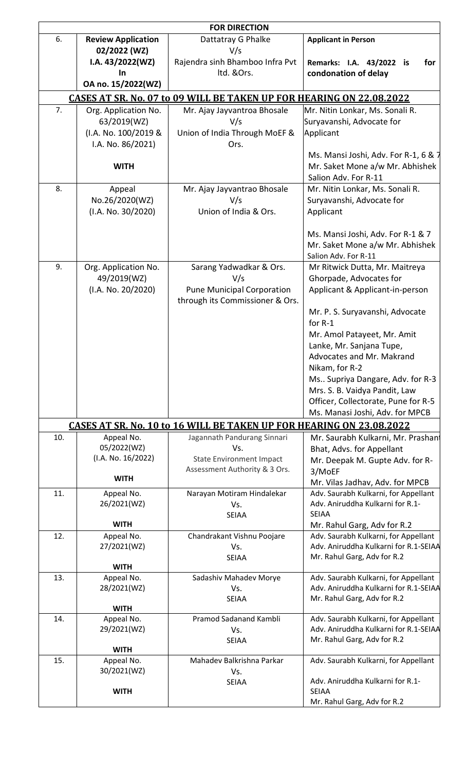| | | **FOR DIRECTION** | |
|---|---|---|---|
| 6. | **Review Application 02/2022 (WZ)**<br>**I.A. 43/2022(WZ)**<br>**In**<br>**OA no. 15/2022(WZ)** | Dattatray G Phalke<br>V/s<br>Rajendra sinh Bhamboo Infra Pvt ltd. &Ors. | **Applicant in Person**<br><br>**Remarks: I.A. 43/2022 is for condonation of delay** |
| | | **CASES AT SR. No. 07 to 09 WILL BE TAKEN UP FOR HEARING ON 22.08.2022** | |
| 7. | Org. Application No. 63/2019(WZ)<br>(I.A. No. 100/2019 & I.A. No. 86/2021)<br><br>**WITH** | Mr. Ajay Jayvantroa Bhosale<br>V/s<br>Union of India Through MoEF & Ors. | Mr. Nitin Lonkar, Ms. Sonali R. Suryavanshi, Advocate for Applicant<br><br>Ms. Mansi Joshi, Adv. For R-1, 6 & 7<br>Mr. Saket Mone a/w Mr. Abhishek Salion Adv. For R-11 |
| 8. | Appeal No.26/2020(WZ)<br>(I.A. No. 30/2020) | Mr. Ajay Jayvantrao Bhosale<br>V/s<br>Union of India & Ors. | Mr. Nitin Lonkar, Ms. Sonali R. Suryavanshi, Advocate for Applicant<br><br>Ms. Mansi Joshi, Adv. For R-1 & 7<br>Mr. Saket Mone a/w Mr. Abhishek Salion Adv. For R-11 |
| 9. | Org. Application No. 49/2019(WZ)<br>(I.A. No. 20/2020) | Sarang Yadwadkar & Ors.<br>V/s<br>Pune Municipal Corporation through its Commissioner & Ors. | Mr Ritwick Dutta, Mr. Maitreya Ghorpade, Advocates for Applicant & Applicant-in-person<br><br>Mr. P. S. Suryavanshi, Advocate for R-1<br>Mr. Amol Patayeet, Mr. Amit Lanke, Mr. Sanjana Tupe, Advocates and Mr. Makrand Nikam, for R-2<br>Ms.. Supriya Dangare, Adv. for R-3<br>Mrs. S. B. Vaidya Pandit, Law Officer, Collectorate, Pune for R-5<br>Ms. Manasi Joshi, Adv. for MPCB |
| | | **CASES AT SR. No. 10 to 16 WILL BE TAKEN UP FOR HEARING ON 23.08.2022** | |
| 10. | Appeal No. 05/2022(WZ)<br>(I.A. No. 16/2022)<br><br>**WITH** | Jagannath Pandurang Sinnari<br>Vs.<br>State Environment Impact Assessment Authority & 3 Ors. | Mr. Saurabh Kulkarni, Mr. Prashant Bhat, Advs. for Appellant<br>Mr. Deepak M. Gupte Adv. for R-3/MoEF<br>Mr. Vilas Jadhav, Adv. for MPCB |
| 11. | Appeal No. 26/2021(WZ)<br><br>**WITH** | Narayan Motiram Hindalekar<br>Vs.<br>SEIAA | Adv. Saurabh Kulkarni, for Appellant<br>Adv. Aniruddha Kulkarni for R.1-SEIAA<br>Mr. Rahul Garg, Adv for R.2 |
| 12. | Appeal No. 27/2021(WZ)<br><br>**WITH** | Chandrakant Vishnu Poojare<br>Vs.<br>SEIAA | Adv. Saurabh Kulkarni, for Appellant<br>Adv. Aniruddha Kulkarni for R.1-SEIAA<br>Mr. Rahul Garg, Adv for R.2 |
| 13. | Appeal No. 28/2021(WZ)<br><br>**WITH** | Sadashiv Mahadev Morye<br>Vs.<br>SEIAA | Adv. Saurabh Kulkarni, for Appellant<br>Adv. Aniruddha Kulkarni for R.1-SEIAA<br>Mr. Rahul Garg, Adv for R.2 |
| 14. | Appeal No. 29/2021(WZ)<br><br>**WITH** | Pramod Sadanand Kambli<br>Vs.<br>SEIAA | Adv. Saurabh Kulkarni, for Appellant<br>Adv. Aniruddha Kulkarni for R.1-SEIAA<br>Mr. Rahul Garg, Adv for R.2 |
| 15. | Appeal No. 30/2021(WZ)<br><br>**WITH** | Mahadev Balkrishna Parkar<br>Vs.<br>SEIAA | Adv. Saurabh Kulkarni, for Appellant<br><br>Adv. Aniruddha Kulkarni for R.1-SEIAA<br>Mr. Rahul Garg, Adv for R.2 |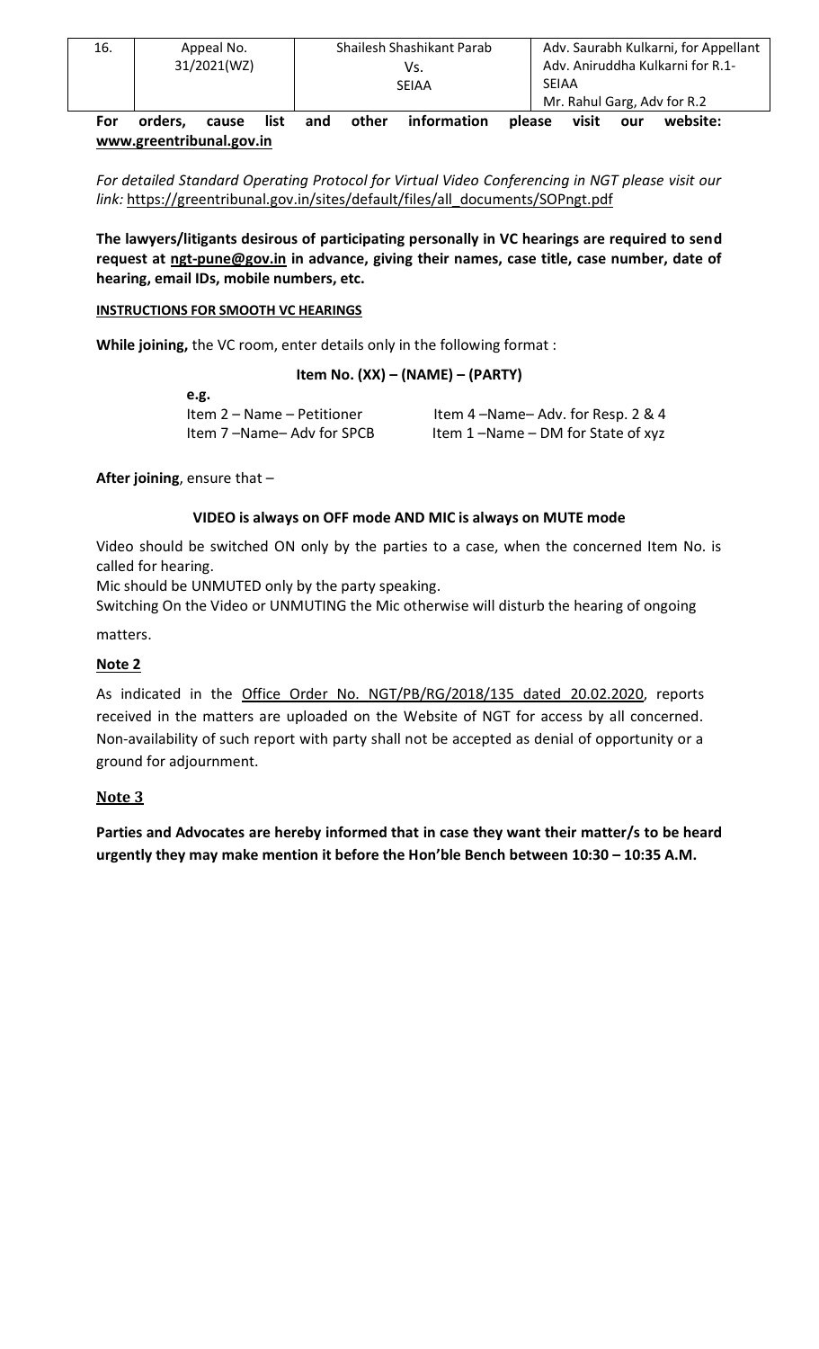| | | | |
|---|---|---|---|
| 16. | Appeal No. 31/2021(WZ) | Shailesh Shashikant Parab Vs. SEIAA | Adv. Saurabh Kulkarni, for Appellant Adv. Aniruddha Kulkarni for R.1-SEIAA Mr. Rahul Garg, Adv for R.2 |

**For orders, cause list and other information please visit our website: www.greentribunal.gov.in**

*For detailed Standard Operating Protocol for Virtual Video Conferencing in NGT please visit our link:* https://greentribunal.gov.in/sites/default/files/all_documents/SOPngt.pdf

**The lawyers/litigants desirous of participating personally in VC hearings are required to send request at ngt-pune@gov.in in advance, giving their names, case title, case number, date of hearing, email IDs, mobile numbers, etc.**

**INSTRUCTIONS FOR SMOOTH VC HEARINGS**

**While joining,** the VC room, enter details only in the following format :

**Item No. (XX) – (NAME) – (PARTY)**

**e.g.**

Item 2 – Name – Petitioner &nbsp;&nbsp;&nbsp;&nbsp; Item 4 –Name– Adv. for Resp. 2 & 4

Item 7 –Name– Adv for SPCB &nbsp;&nbsp;&nbsp;&nbsp; Item 1 –Name – DM for State of xyz

**After joining**, ensure that –

**VIDEO is always on OFF mode AND MIC is always on MUTE mode**

Video should be switched ON only by the parties to a case, when the concerned Item No. is called for hearing.

Mic should be UNMUTED only by the party speaking.

Switching On the Video or UNMUTING the Mic otherwise will disturb the hearing of ongoing matters.

**Note 2**

As indicated in the Office Order No. NGT/PB/RG/2018/135 dated 20.02.2020, reports received in the matters are uploaded on the Website of NGT for access by all concerned. Non-availability of such report with party shall not be accepted as denial of opportunity or a ground for adjournment.

**Note 3**

**Parties and Advocates are hereby informed that in case they want their matter/s to be heard urgently they may make mention it before the Hon'ble Bench between 10:30 – 10:35 A.M.**